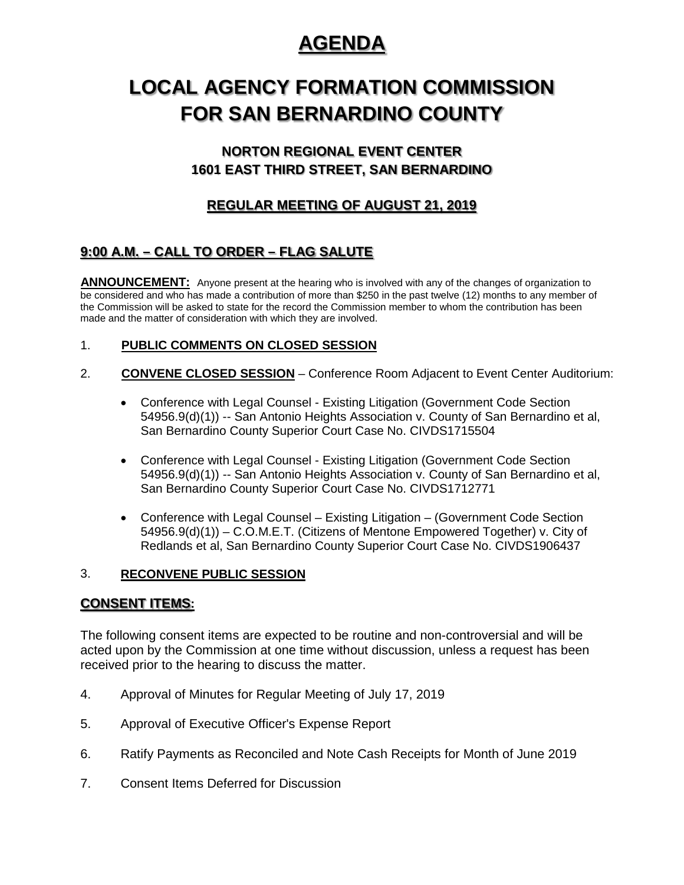# AGENDA

# LOCAL AGENCY FORMATION COMMISSION FOR SAN BERNARDINO COUNTY

### NORTON REGIONAL EVENT CENTER 1601 EAST THIRD STREET, SAN BERNARDINO

### REGULAR MEETING OF AUGUST 21, 2019

### 9:00 A.M. – CALL TO ORDER – FLAG SALUTE

**ANNOUNCEMENT:** Anyone present at the hearing who is involved with any of the changes of organization to be considered and who has made a contribution of more than $250 in the past twelve (12) months to any member of the Commission will be asked to state for the record the Commission member to whom the contribution has been made and the matter of consideration with which they are involved.

1. **PUBLIC COMMENTS ON CLOSED SESSION**

2. **CONVENE CLOSED SESSION** – Conference Room Adjacent to Event Center Auditorium:

   - Conference with Legal Counsel - Existing Litigation (Government Code Section 54956.9(d)(1)) -- San Antonio Heights Association v. County of San Bernardino et al, San Bernardino County Superior Court Case No. CIVDS1715504

   - Conference with Legal Counsel - Existing Litigation (Government Code Section 54956.9(d)(1)) -- San Antonio Heights Association v. County of San Bernardino et al, San Bernardino County Superior Court Case No. CIVDS1712771

   - Conference with Legal Counsel – Existing Litigation – (Government Code Section 54956.9(d)(1)) – C.O.M.E.T. (Citizens of Mentone Empowered Together) v. City of Redlands et al, San Bernardino County Superior Court Case No. CIVDS1906437

3. **RECONVENE PUBLIC SESSION**

## CONSENT ITEMS:

The following consent items are expected to be routine and non-controversial and will be acted upon by the Commission at one time without discussion, unless a request has been received prior to the hearing to discuss the matter.

4. Approval of Minutes for Regular Meeting of July 17, 2019

5. Approval of Executive Officer's Expense Report

6. Ratify Payments as Reconciled and Note Cash Receipts for Month of June 2019

7. Consent Items Deferred for Discussion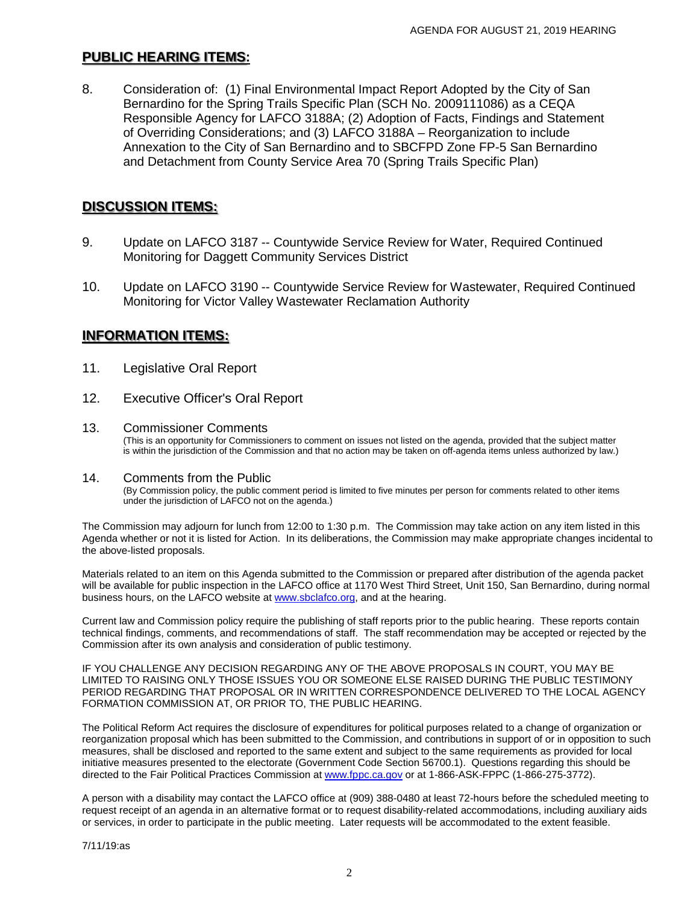## PUBLIC HEARING ITEMS:

8. Consideration of: (1) Final Environmental Impact Report Adopted by the City of San Bernardino for the Spring Trails Specific Plan (SCH No. 2009111086) as a CEQA Responsible Agency for LAFCO 3188A; (2) Adoption of Facts, Findings and Statement of Overriding Considerations; and (3) LAFCO 3188A – Reorganization to include Annexation to the City of San Bernardino and to SBCFPD Zone FP-5 San Bernardino and Detachment from County Service Area 70 (Spring Trails Specific Plan)

## DISCUSSION ITEMS:

9. Update on LAFCO 3187 -- Countywide Service Review for Water, Required Continued Monitoring for Daggett Community Services District

10. Update on LAFCO 3190 -- Countywide Service Review for Wastewater, Required Continued Monitoring for Victor Valley Wastewater Reclamation Authority

## INFORMATION ITEMS:

11. Legislative Oral Report

12. Executive Officer's Oral Report

13. Commissioner Comments
(This is an opportunity for Commissioners to comment on issues not listed on the agenda, provided that the subject matter is within the jurisdiction of the Commission and that no action may be taken on off-agenda items unless authorized by law.)

14. Comments from the Public
(By Commission policy, the public comment period is limited to five minutes per person for comments related to other items under the jurisdiction of LAFCO not on the agenda.)

The Commission may adjourn for lunch from 12:00 to 1:30 p.m. The Commission may take action on any item listed in this Agenda whether or not it is listed for Action. In its deliberations, the Commission may make appropriate changes incidental to the above-listed proposals.

Materials related to an item on this Agenda submitted to the Commission or prepared after distribution of the agenda packet will be available for public inspection in the LAFCO office at 1170 West Third Street, Unit 150, San Bernardino, during normal business hours, on the LAFCO website at www.sbclafco.org, and at the hearing.

Current law and Commission policy require the publishing of staff reports prior to the public hearing. These reports contain technical findings, comments, and recommendations of staff. The staff recommendation may be accepted or rejected by the Commission after its own analysis and consideration of public testimony.

IF YOU CHALLENGE ANY DECISION REGARDING ANY OF THE ABOVE PROPOSALS IN COURT, YOU MAY BE LIMITED TO RAISING ONLY THOSE ISSUES YOU OR SOMEONE ELSE RAISED DURING THE PUBLIC TESTIMONY PERIOD REGARDING THAT PROPOSAL OR IN WRITTEN CORRESPONDENCE DELIVERED TO THE LOCAL AGENCY FORMATION COMMISSION AT, OR PRIOR TO, THE PUBLIC HEARING.

The Political Reform Act requires the disclosure of expenditures for political purposes related to a change of organization or reorganization proposal which has been submitted to the Commission, and contributions in support of or in opposition to such measures, shall be disclosed and reported to the same extent and subject to the same requirements as provided for local initiative measures presented to the electorate (Government Code Section 56700.1). Questions regarding this should be directed to the Fair Political Practices Commission at www.fppc.ca.gov or at 1-866-ASK-FPPC (1-866-275-3772).

A person with a disability may contact the LAFCO office at (909) 388-0480 at least 72-hours before the scheduled meeting to request receipt of an agenda in an alternative format or to request disability-related accommodations, including auxiliary aids or services, in order to participate in the public meeting. Later requests will be accommodated to the extent feasible.

7/11/19:as